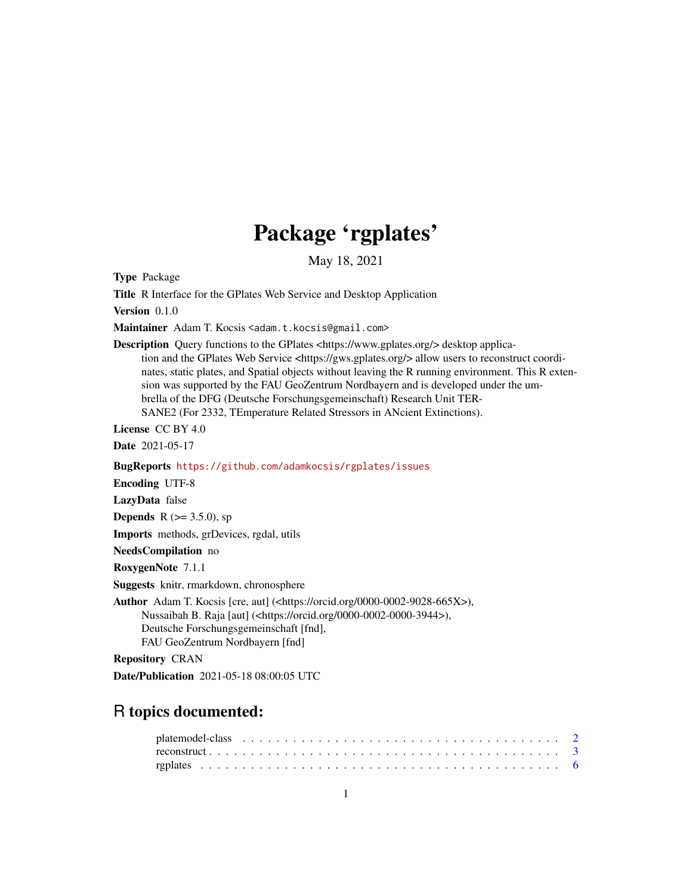# Package 'rgplates'

May 18, 2021

**Type** Package

**Title** R Interface for the GPlates Web Service and Desktop Application

**Version** 0.1.0

**Maintainer** Adam T. Kocsis <adam.t.kocsis@gmail.com>

**Description** Query functions to the GPlates <https://www.gplates.org/> desktop application and the GPlates Web Service <https://gws.gplates.org/> allow users to reconstruct coordinates, static plates, and Spatial objects without leaving the R running environment. This R extension was supported by the FAU GeoZentrum Nordbayern and is developed under the umbrella of the DFG (Deutsche Forschungsgemeinschaft) Research Unit TERSANE2 (For 2332, TEmperature Related Stressors in ANcient Extinctions).

**License** CC BY 4.0

**Date** 2021-05-17

**BugReports** https://github.com/adamkocsis/rgplates/issues

**Encoding** UTF-8

**LazyData** false

**Depends** R (>= 3.5.0), sp

**Imports** methods, grDevices, rgdal, utils

**NeedsCompilation** no

**RoxygenNote** 7.1.1

**Suggests** knitr, rmarkdown, chronosphere

**Author** Adam T. Kocsis [cre, aut] (<https://orcid.org/0000-0002-9028-665X>),
Nussaibah B. Raja [aut] (<https://orcid.org/0000-0002-0000-3944>),
Deutsche Forschungsgemeinschaft [fnd],
FAU GeoZentrum Nordbayern [fnd]

**Repository** CRAN

**Date/Publication** 2021-05-18 08:00:05 UTC

## R topics documented:

platemodel-class . . . . . . . . . . . . . . . . . . . . . . . . . . . . . . . . . . . . 2
reconstruct . . . . . . . . . . . . . . . . . . . . . . . . . . . . . . . . . . . . . . . 3
rgplates . . . . . . . . . . . . . . . . . . . . . . . . . . . . . . . . . . . . . . . . . 6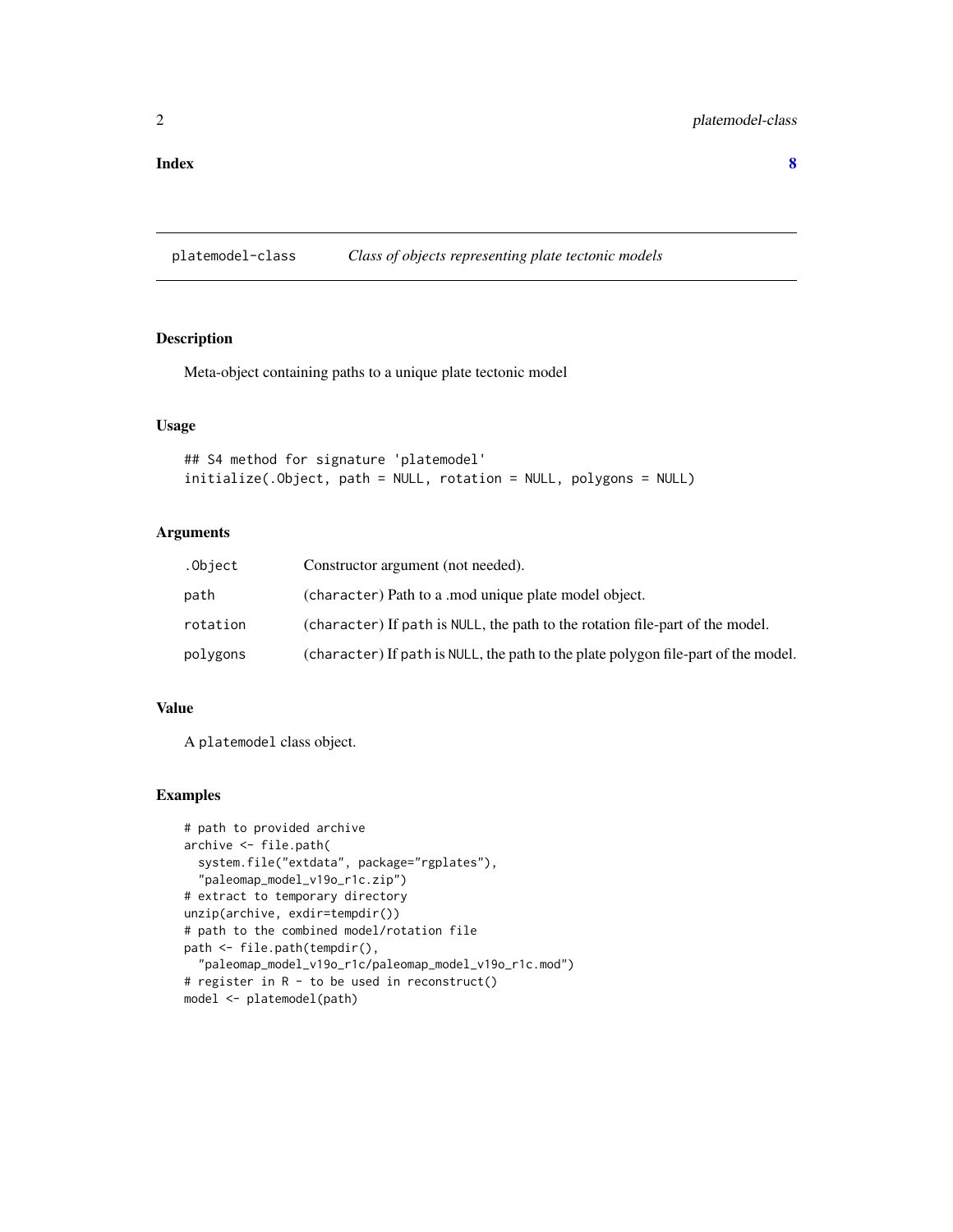**Index** **8**

---

platemodel-class *Class of objects representing plate tectonic models*

---

### Description

Meta-object containing paths to a unique plate tectonic model

### Usage

```
## S4 method for signature 'platemodel'
initialize(.Object, path = NULL, rotation = NULL, polygons = NULL)
```

### Arguments

| | |
|---|---|
| `.Object` | Constructor argument (not needed). |
| `path` | (`character`) Path to a .mod unique plate model object. |
| `rotation` | (`character`) If `path` is `NULL`, the path to the rotation file-part of the model. |
| `polygons` | (`character`) If `path` is `NULL`, the path to the plate polygon file-part of the model. |

### Value

A `platemodel` class object.

### Examples

```
# path to provided archive
archive <- file.path(
  system.file("extdata", package="rgplates"),
  "paleomap_model_v19o_r1c.zip")
# extract to temporary directory
unzip(archive, exdir=tempdir())
# path to the combined model/rotation file
path <- file.path(tempdir(),
  "paleomap_model_v19o_r1c/paleomap_model_v19o_r1c.mod")
# register in R - to be used in reconstruct()
model <- platemodel(path)
```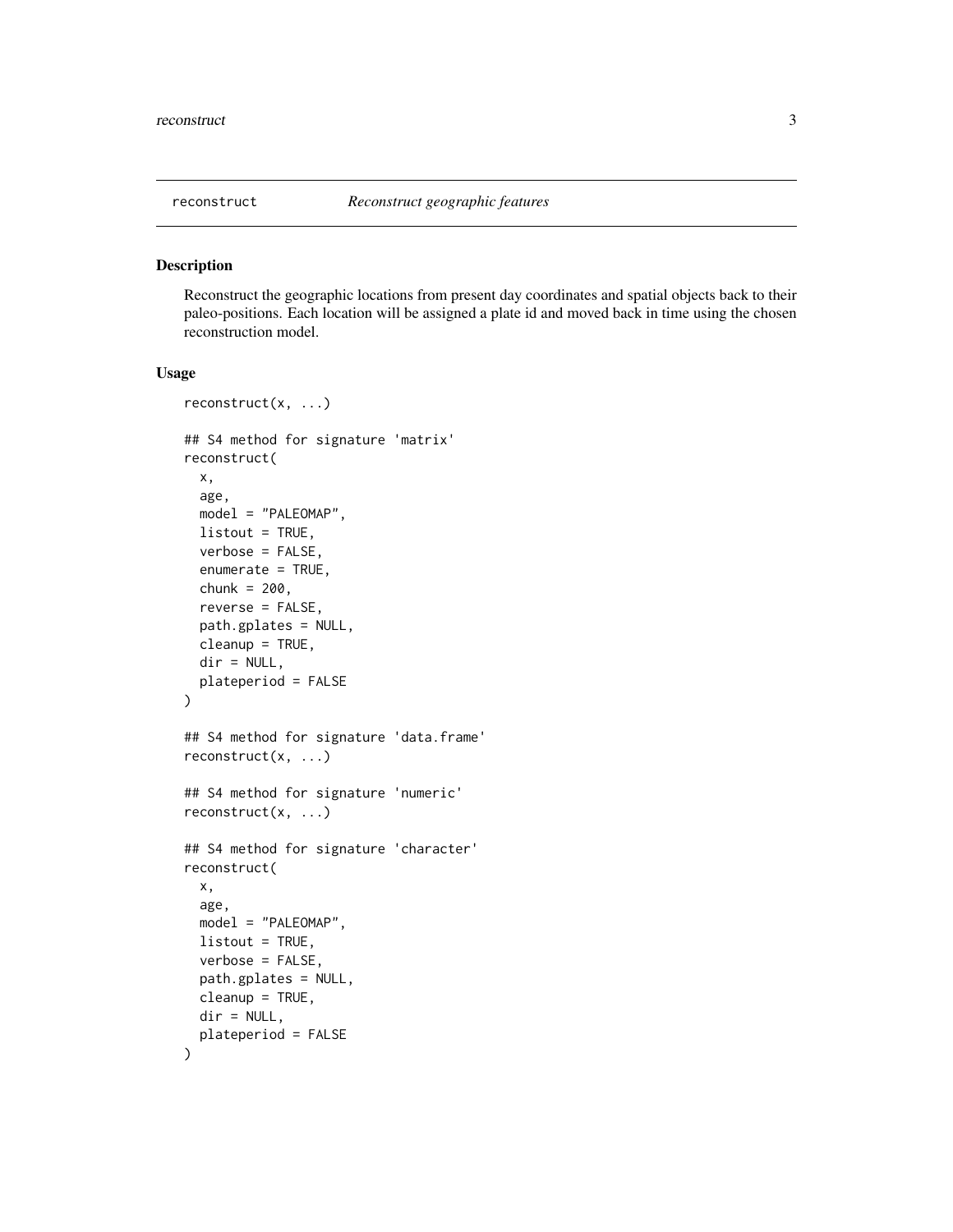## reconstruct — *Reconstruct geographic features*

### Description

Reconstruct the geographic locations from present day coordinates and spatial objects back to their paleo-positions. Each location will be assigned a plate id and moved back in time using the chosen reconstruction model.

### Usage

```
reconstruct(x, ...)

## S4 method for signature 'matrix'
reconstruct(
  x,
  age,
  model = "PALEOMAP",
  listout = TRUE,
  verbose = FALSE,
  enumerate = TRUE,
  chunk = 200,
  reverse = FALSE,
  path.gplates = NULL,
  cleanup = TRUE,
  dir = NULL,
  plateperiod = FALSE
)

## S4 method for signature 'data.frame'
reconstruct(x, ...)

## S4 method for signature 'numeric'
reconstruct(x, ...)

## S4 method for signature 'character'
reconstruct(
  x,
  age,
  model = "PALEOMAP",
  listout = TRUE,
  verbose = FALSE,
  path.gplates = NULL,
  cleanup = TRUE,
  dir = NULL,
  plateperiod = FALSE
)
```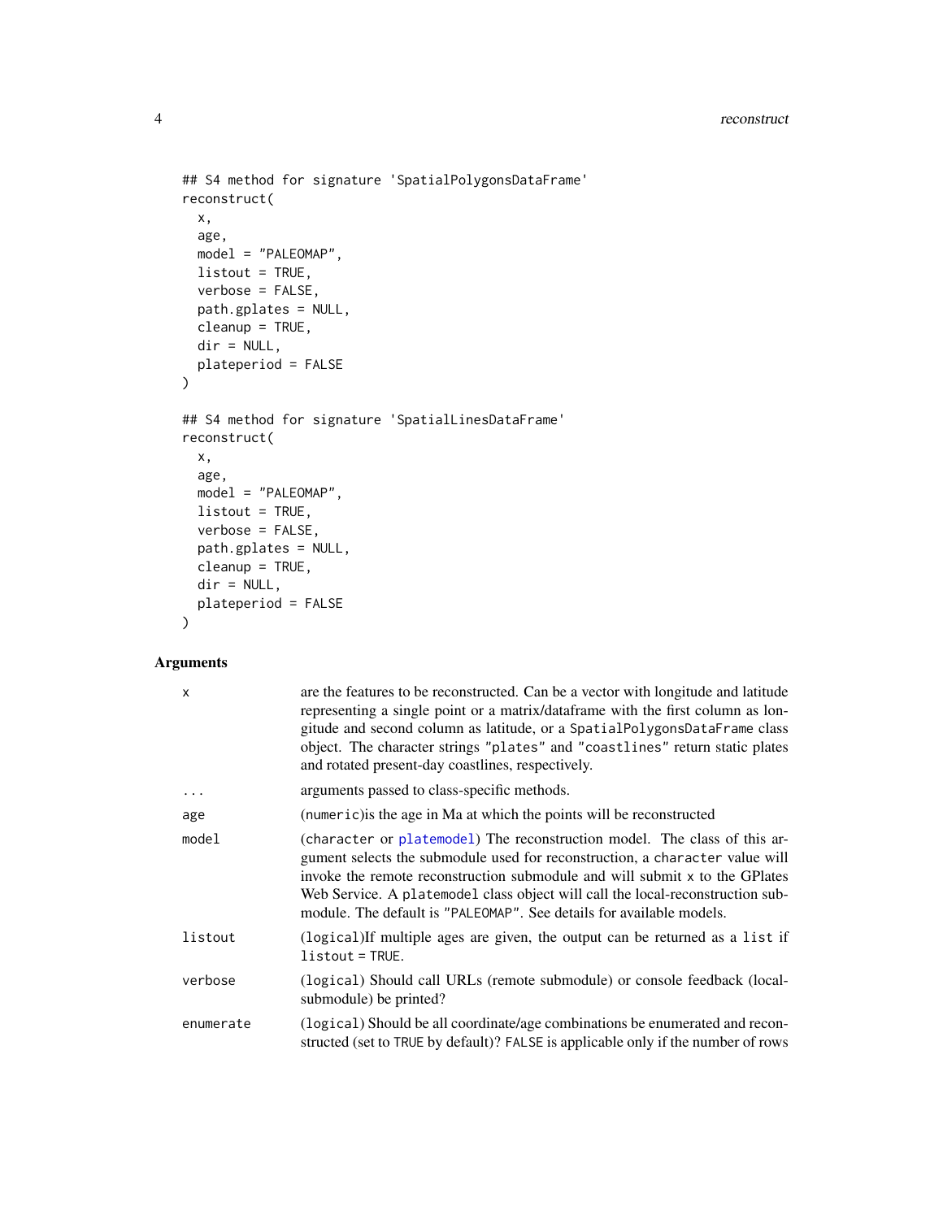```
## S4 method for signature 'SpatialPolygonsDataFrame'
reconstruct(
  x,
  age,
  model = "PALEOMAP",
  listout = TRUE,
  verbose = FALSE,
  path.gplates = NULL,
  cleanup = TRUE,
  dir = NULL,
  plateperiod = FALSE
)

## S4 method for signature 'SpatialLinesDataFrame'
reconstruct(
  x,
  age,
  model = "PALEOMAP",
  listout = TRUE,
  verbose = FALSE,
  path.gplates = NULL,
  cleanup = TRUE,
  dir = NULL,
  plateperiod = FALSE
)
```

## Arguments

| | |
|---|---|
| `x` | are the features to be reconstructed. Can be a vector with longitude and latitude representing a single point or a matrix/dataframe with the first column as longitude and second column as latitude, or a `SpatialPolygonsDataFrame` class object. The character strings `"plates"` and `"coastlines"` return static plates and rotated present-day coastlines, respectively. |
| `...` | arguments passed to class-specific methods. |
| `age` | (`numeric`)is the age in Ma at which the points will be reconstructed |
| `model` | (`character` or `platemodel`) The reconstruction model. The class of this argument selects the submodule used for reconstruction, a `character` value will invoke the remote reconstruction submodule and will submit `x` to the GPlates Web Service. A `platemodel` class object will call the local-reconstruction submodule. The default is `"PALEOMAP"`. See details for available models. |
| `listout` | (`logical`)If multiple ages are given, the output can be returned as a `list` if `listout = TRUE`. |
| `verbose` | (`logical`) Should call URLs (remote submodule) or console feedback (local-submodule) be printed? |
| `enumerate` | (`logical`) Should be all coordinate/age combinations be enumerated and reconstructed (set to `TRUE` by default)? `FALSE` is applicable only if the number of rows |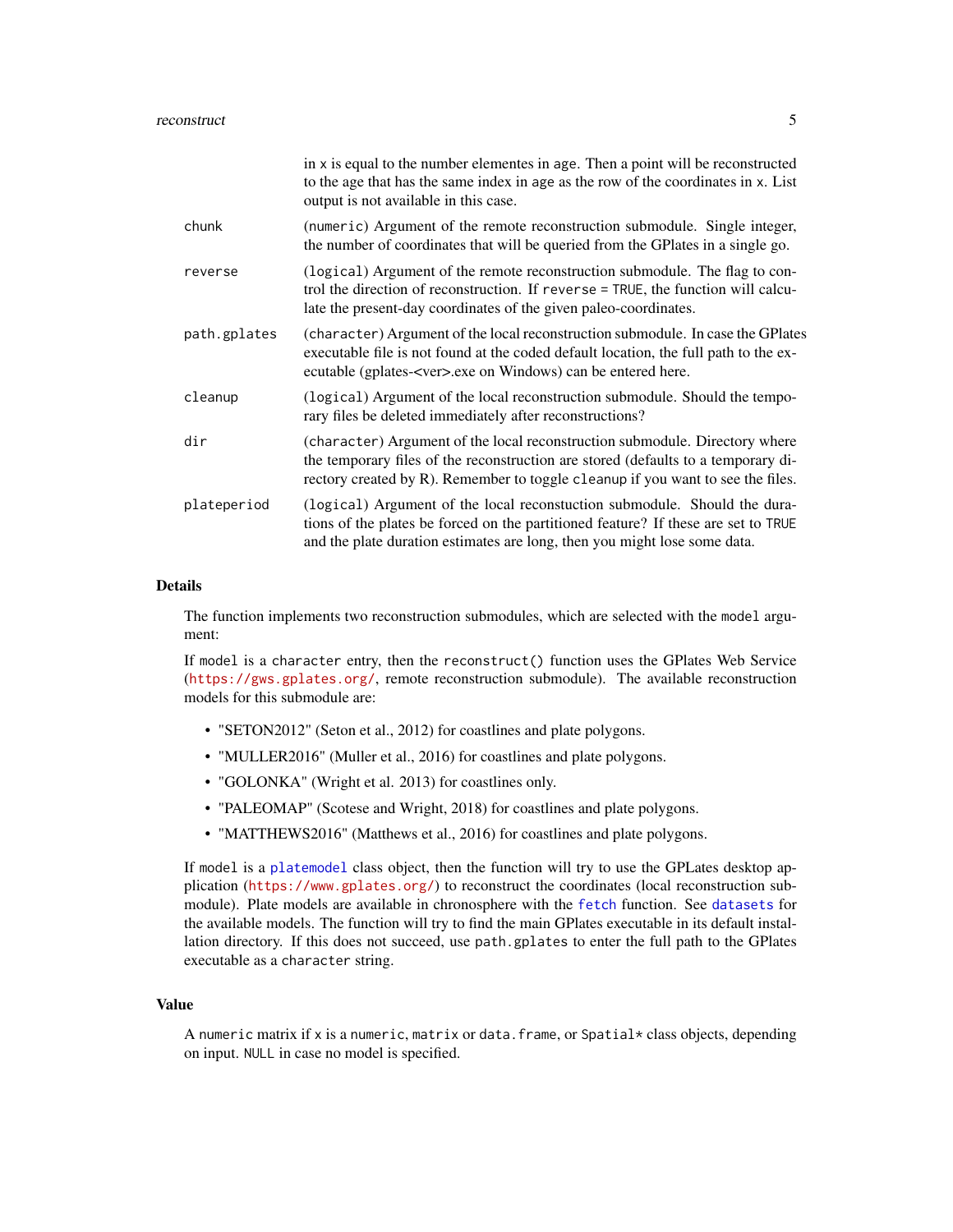in `x` is equal to the number elementes in `age`. Then a point will be reconstructed to the age that has the same index in `age` as the row of the coordinates in `x`. List output is not available in this case.

| | |
|---|---|
| `chunk` | (`numeric`) Argument of the remote reconstruction submodule. Single integer, the number of coordinates that will be queried from the GPlates in a single go. |
| `reverse` | (`logical`) Argument of the remote reconstruction submodule. The flag to control the direction of reconstruction. If `reverse = TRUE`, the function will calculate the present-day coordinates of the given paleo-coordinates. |
| `path.gplates` | (`character`) Argument of the local reconstruction submodule. In case the GPlates executable file is not found at the coded default location, the full path to the executable (gplates-<ver>.exe on Windows) can be entered here. |
| `cleanup` | (`logical`) Argument of the local reconstruction submodule. Should the temporary files be deleted immediately after reconstructions? |
| `dir` | (`character`) Argument of the local reconstruction submodule. Directory where the temporary files of the reconstruction are stored (defaults to a temporary directory created by R). Remember to toggle `cleanup` if you want to see the files. |
| `plateperiod` | (`logical`) Argument of the local reconstuction submodule. Should the durations of the plates be forced on the partitioned feature? If these are set to `TRUE` and the plate duration estimates are long, then you might lose some data. |

## Details

The function implements two reconstruction submodules, which are selected with the `model` argument:

If `model` is a `character` entry, then the `reconstruct()` function uses the GPlates Web Service (https://gws.gplates.org/, remote reconstruction submodule). The available reconstruction models for this submodule are:

- "SETON2012" (Seton et al., 2012) for coastlines and plate polygons.
- "MULLER2016" (Muller et al., 2016) for coastlines and plate polygons.
- "GOLONKA" (Wright et al. 2013) for coastlines only.
- "PALEOMAP" (Scotese and Wright, 2018) for coastlines and plate polygons.
- "MATTHEWS2016" (Matthews et al., 2016) for coastlines and plate polygons.

If `model` is a `platemodel` class object, then the function will try to use the GPLates desktop application (https://www.gplates.org/) to reconstruct the coordinates (local reconstruction submodule). Plate models are available in chronosphere with the `fetch` function. See `datasets` for the available models. The function will try to find the main GPlates executable in its default installation directory. If this does not succeed, use `path.gplates` to enter the full path to the GPlates executable as a `character` string.

## Value

A `numeric` matrix if `x` is a `numeric`, `matrix` or `data.frame`, or `Spatial*` class objects, depending on input. `NULL` in case no model is specified.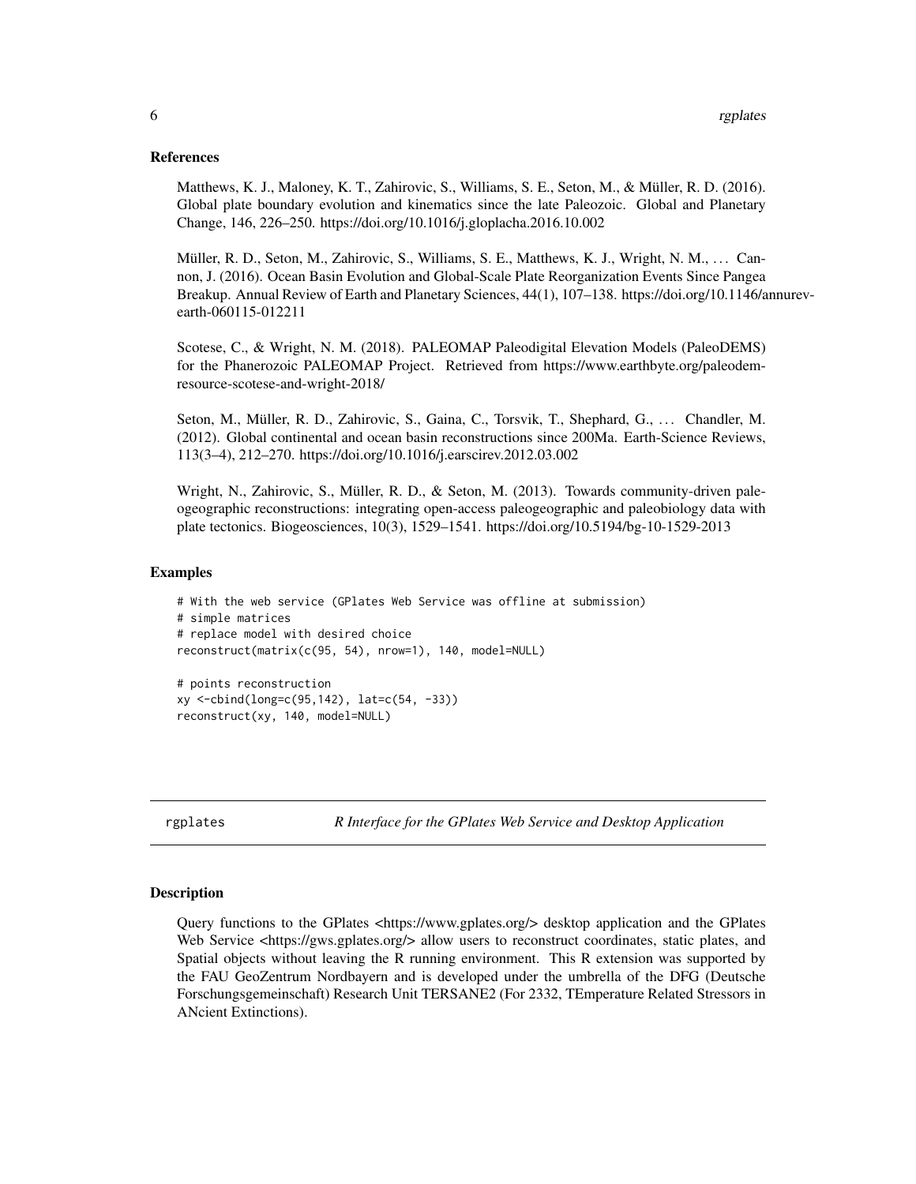## References

Matthews, K. J., Maloney, K. T., Zahirovic, S., Williams, S. E., Seton, M., & Müller, R. D. (2016). Global plate boundary evolution and kinematics since the late Paleozoic. Global and Planetary Change, 146, 226–250. https://doi.org/10.1016/j.gloplacha.2016.10.002

Müller, R. D., Seton, M., Zahirovic, S., Williams, S. E., Matthews, K. J., Wright, N. M., … Cannon, J. (2016). Ocean Basin Evolution and Global-Scale Plate Reorganization Events Since Pangea Breakup. Annual Review of Earth and Planetary Sciences, 44(1), 107–138. https://doi.org/10.1146/annurev-earth-060115-012211

Scotese, C., & Wright, N. M. (2018). PALEOMAP Paleodigital Elevation Models (PaleoDEMS) for the Phanerozoic PALEOMAP Project. Retrieved from https://www.earthbyte.org/paleodem-resource-scotese-and-wright-2018/

Seton, M., Müller, R. D., Zahirovic, S., Gaina, C., Torsvik, T., Shephard, G., … Chandler, M. (2012). Global continental and ocean basin reconstructions since 200Ma. Earth-Science Reviews, 113(3–4), 212–270. https://doi.org/10.1016/j.earscirev.2012.03.002

Wright, N., Zahirovic, S., Müller, R. D., & Seton, M. (2013). Towards community-driven paleogeographic reconstructions: integrating open-access paleogeographic and paleobiology data with plate tectonics. Biogeosciences, 10(3), 1529–1541. https://doi.org/10.5194/bg-10-1529-2013

## Examples

```
# With the web service (GPlates Web Service was offline at submission)
# simple matrices
# replace model with desired choice
reconstruct(matrix(c(95, 54), nrow=1), 140, model=NULL)

# points reconstruction
xy <-cbind(long=c(95,142), lat=c(54, -33))
reconstruct(xy, 140, model=NULL)
```

---

# rgplates — *R Interface for the GPlates Web Service and Desktop Application*

## Description

Query functions to the GPlates <https://www.gplates.org/> desktop application and the GPlates Web Service <https://gws.gplates.org/> allow users to reconstruct coordinates, static plates, and Spatial objects without leaving the R running environment. This R extension was supported by the FAU GeoZentrum Nordbayern and is developed under the umbrella of the DFG (Deutsche Forschungsgemeinschaft) Research Unit TERSANE2 (For 2332, TEmperature Related Stressors in ANcient Extinctions).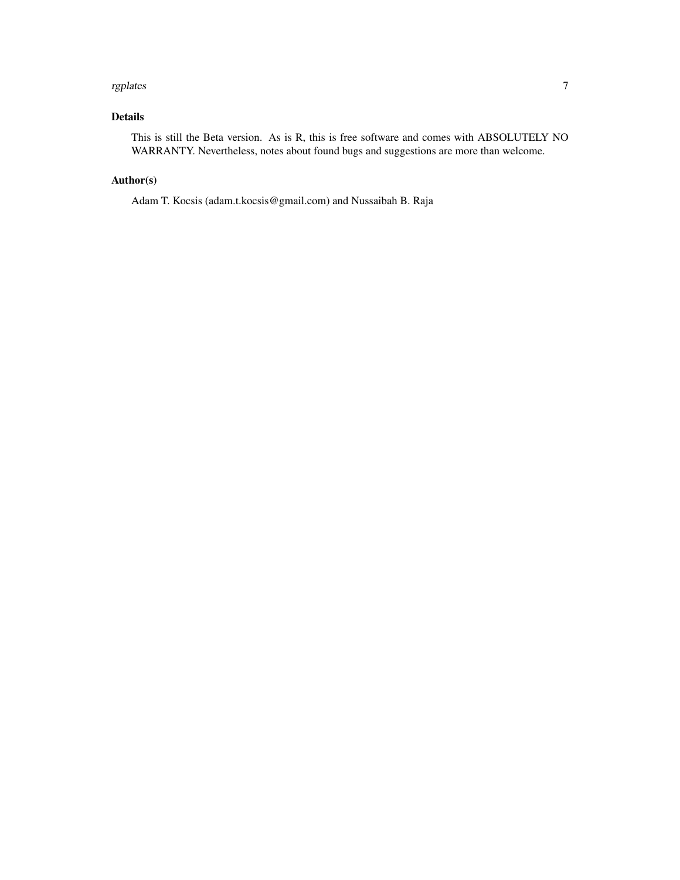### Details

This is still the Beta version. As is R, this is free software and comes with ABSOLUTELY NO WARRANTY. Nevertheless, notes about found bugs and suggestions are more than welcome.

### Author(s)

Adam T. Kocsis (adam.t.kocsis@gmail.com) and Nussaibah B. Raja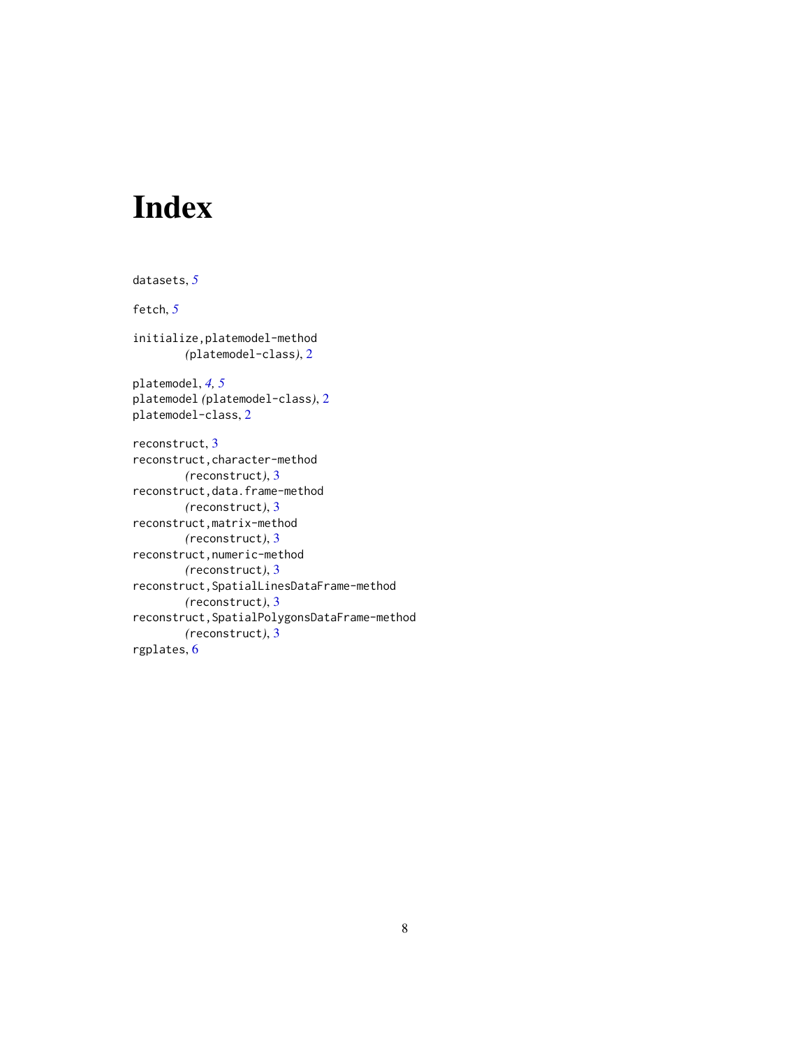# Index

datasets, *5*

fetch, *5*

initialize,platemodel-method
    (platemodel-class), 2

platemodel, *4, 5*
platemodel (platemodel-class), 2
platemodel-class, 2

reconstruct, 3
reconstruct,character-method
    (reconstruct), 3
reconstruct,data.frame-method
    (reconstruct), 3
reconstruct,matrix-method
    (reconstruct), 3
reconstruct,numeric-method
    (reconstruct), 3
reconstruct,SpatialLinesDataFrame-method
    (reconstruct), 3
reconstruct,SpatialPolygonsDataFrame-method
    (reconstruct), 3
rgplates, 6